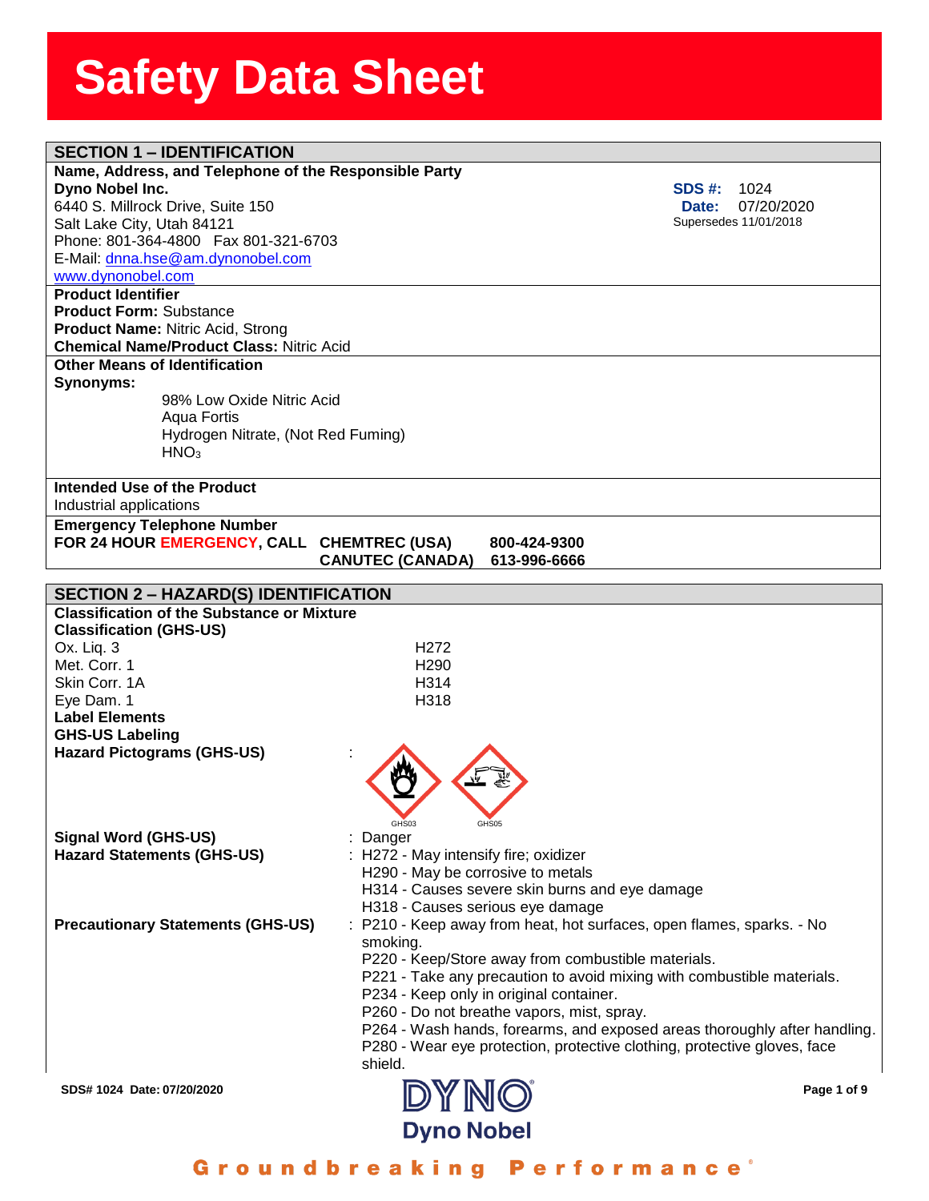# Safety Data Sheet

## SECTION 1 – IDENTIFICATION

**Name, Address, and Telephone of the Responsible Party**

**Dyno Nobel Inc.**
6440 S. Millrock Drive, Suite 150
Salt Lake City, Utah 84121
Phone: 801-364-4800 Fax 801-321-6703
E-Mail: dnna.hse@am.dynonobel.com
www.dynonobel.com

**SDS #:** 1024
**Date:** 07/20/2020
Supersedes 11/01/2018

**Product Identifier**

**Product Form:** Substance
**Product Name:** Nitric Acid, Strong
**Chemical Name/Product Class:** Nitric Acid

**Other Means of Identification**

**Synonyms:**

- 98% Low Oxide Nitric Acid
- Aqua Fortis
- Hydrogen Nitrate, (Not Red Fuming)
- $HNO_3$

**Intended Use of the Product**

Industrial applications

**Emergency Telephone Number**

**FOR 24 HOUR EMERGENCY, CALL** **CHEMTREC (USA)** **800-424-9300**
**CANUTEC (CANADA)** **613-996-6666**

## SECTION 2 – HAZARD(S) IDENTIFICATION

**Classification of the Substance or Mixture**

**Classification (GHS-US)**

| | |
|---|---|
| Ox. Liq. 3 | H272 |
| Met. Corr. 1 | H290 |
| Skin Corr. 1A | H314 |
| Eye Dam. 1 | H318 |

**Label Elements**

**GHS-US Labeling**

**Hazard Pictograms (GHS-US)** : GHS03 GHS05

**Signal Word (GHS-US)** : Danger

**Hazard Statements (GHS-US)** :
H272 - May intensify fire; oxidizer
H290 - May be corrosive to metals
H314 - Causes severe skin burns and eye damage
H318 - Causes serious eye damage

**Precautionary Statements (GHS-US)** :
P210 - Keep away from heat, hot surfaces, open flames, sparks. - No smoking.
P220 - Keep/Store away from combustible materials.
P221 - Take any precaution to avoid mixing with combustible materials.
P234 - Keep only in original container.
P260 - Do not breathe vapors, mist, spray.
P264 - Wash hands, forearms, and exposed areas thoroughly after handling.
P280 - Wear eye protection, protective clothing, protective gloves, face shield.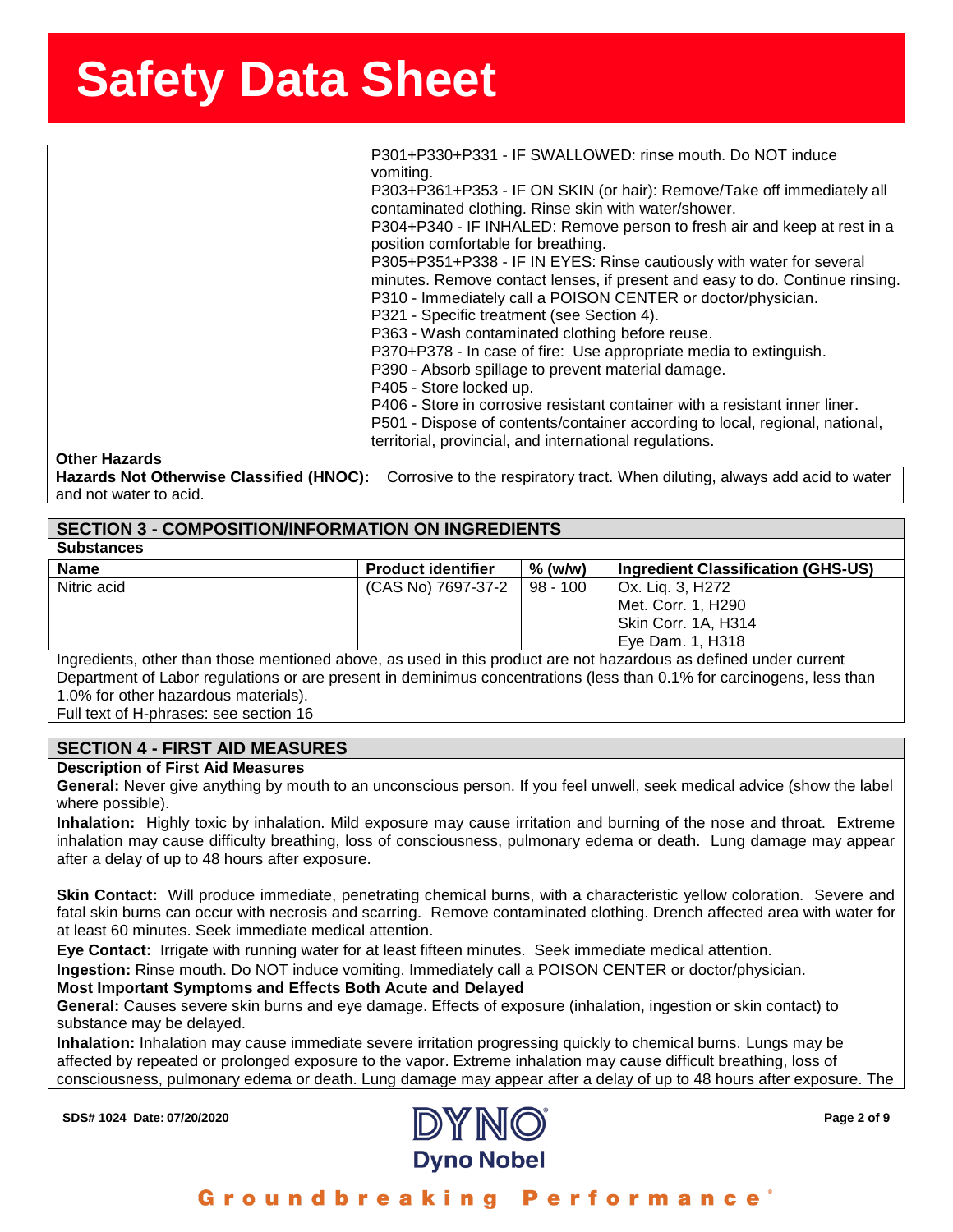P301+P330+P331 - IF SWALLOWED: rinse mouth. Do NOT induce vomiting.
P303+P361+P353 - IF ON SKIN (or hair): Remove/Take off immediately all contaminated clothing. Rinse skin with water/shower.
P304+P340 - IF INHALED: Remove person to fresh air and keep at rest in a position comfortable for breathing.
P305+P351+P338 - IF IN EYES: Rinse cautiously with water for several minutes. Remove contact lenses, if present and easy to do. Continue rinsing.
P310 - Immediately call a POISON CENTER or doctor/physician.
P321 - Specific treatment (see Section 4).
P363 - Wash contaminated clothing before reuse.
P370+P378 - In case of fire: Use appropriate media to extinguish.
P390 - Absorb spillage to prevent material damage.
P405 - Store locked up.
P406 - Store in corrosive resistant container with a resistant inner liner.
P501 - Dispose of contents/container according to local, regional, national, territorial, provincial, and international regulations.

**Other Hazards**

**Hazards Not Otherwise Classified (HNOC):** Corrosive to the respiratory tract. When diluting, always add acid to water and not water to acid.

## SECTION 3 - COMPOSITION/INFORMATION ON INGREDIENTS

**Substances**

| Name | Product identifier | % (w/w) | Ingredient Classification (GHS-US) |
|---|---|---|---|
| Nitric acid | (CAS No) 7697-37-2 | 98 - 100 | Ox. Liq. 3, H272<br>Met. Corr. 1, H290<br>Skin Corr. 1A, H314<br>Eye Dam. 1, H318 |

Ingredients, other than those mentioned above, as used in this product are not hazardous as defined under current Department of Labor regulations or are present in deminimus concentrations (less than 0.1% for carcinogens, less than 1.0% for other hazardous materials).

Full text of H-phrases: see section 16

## SECTION 4 - FIRST AID MEASURES

**Description of First Aid Measures**

**General:** Never give anything by mouth to an unconscious person. If you feel unwell, seek medical advice (show the label where possible).

**Inhalation:** Highly toxic by inhalation. Mild exposure may cause irritation and burning of the nose and throat. Extreme inhalation may cause difficulty breathing, loss of consciousness, pulmonary edema or death. Lung damage may appear after a delay of up to 48 hours after exposure.

**Skin Contact:** Will produce immediate, penetrating chemical burns, with a characteristic yellow coloration. Severe and fatal skin burns can occur with necrosis and scarring. Remove contaminated clothing. Drench affected area with water for at least 60 minutes. Seek immediate medical attention.

**Eye Contact:** Irrigate with running water for at least fifteen minutes. Seek immediate medical attention.

**Ingestion:** Rinse mouth. Do NOT induce vomiting. Immediately call a POISON CENTER or doctor/physician.

**Most Important Symptoms and Effects Both Acute and Delayed**

**General:** Causes severe skin burns and eye damage. Effects of exposure (inhalation, ingestion or skin contact) to substance may be delayed.

**Inhalation:** Inhalation may cause immediate severe irritation progressing quickly to chemical burns. Lungs may be affected by repeated or prolonged exposure to the vapor. Extreme inhalation may cause difficult breathing, loss of consciousness, pulmonary edema or death. Lung damage may appear after a delay of up to 48 hours after exposure. The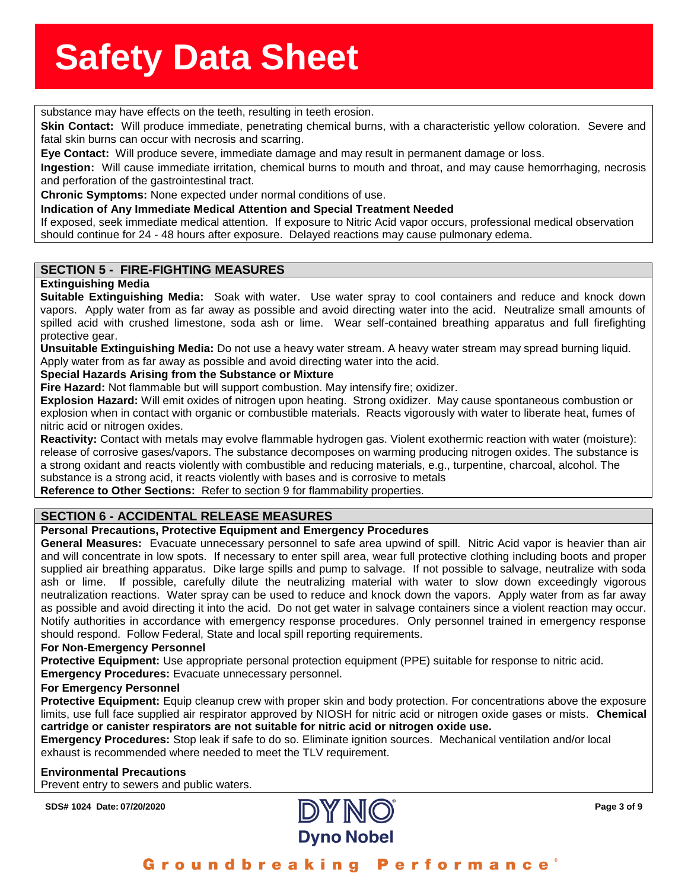substance may have effects on the teeth, resulting in teeth erosion.

**Skin Contact:** Will produce immediate, penetrating chemical burns, with a characteristic yellow coloration. Severe and fatal skin burns can occur with necrosis and scarring.

**Eye Contact:** Will produce severe, immediate damage and may result in permanent damage or loss.

**Ingestion:** Will cause immediate irritation, chemical burns to mouth and throat, and may cause hemorrhaging, necrosis and perforation of the gastrointestinal tract.

**Chronic Symptoms:** None expected under normal conditions of use.

**Indication of Any Immediate Medical Attention and Special Treatment Needed**

If exposed, seek immediate medical attention. If exposure to Nitric Acid vapor occurs, professional medical observation should continue for 24 - 48 hours after exposure. Delayed reactions may cause pulmonary edema.

## SECTION 5 - FIRE-FIGHTING MEASURES

**Extinguishing Media**

**Suitable Extinguishing Media:** Soak with water. Use water spray to cool containers and reduce and knock down vapors. Apply water from as far away as possible and avoid directing water into the acid. Neutralize small amounts of spilled acid with crushed limestone, soda ash or lime. Wear self-contained breathing apparatus and full firefighting protective gear.

**Unsuitable Extinguishing Media:** Do not use a heavy water stream. A heavy water stream may spread burning liquid. Apply water from as far away as possible and avoid directing water into the acid.

**Special Hazards Arising from the Substance or Mixture**

**Fire Hazard:** Not flammable but will support combustion. May intensify fire; oxidizer.

**Explosion Hazard:** Will emit oxides of nitrogen upon heating. Strong oxidizer. May cause spontaneous combustion or explosion when in contact with organic or combustible materials. Reacts vigorously with water to liberate heat, fumes of nitric acid or nitrogen oxides.

**Reactivity:** Contact with metals may evolve flammable hydrogen gas. Violent exothermic reaction with water (moisture): release of corrosive gases/vapors. The substance decomposes on warming producing nitrogen oxides. The substance is a strong oxidant and reacts violently with combustible and reducing materials, e.g., turpentine, charcoal, alcohol. The substance is a strong acid, it reacts violently with bases and is corrosive to metals

**Reference to Other Sections:** Refer to section 9 for flammability properties.

## SECTION 6 - ACCIDENTAL RELEASE MEASURES

**Personal Precautions, Protective Equipment and Emergency Procedures**

**General Measures:** Evacuate unnecessary personnel to safe area upwind of spill. Nitric Acid vapor is heavier than air and will concentrate in low spots. If necessary to enter spill area, wear full protective clothing including boots and proper supplied air breathing apparatus. Dike large spills and pump to salvage. If not possible to salvage, neutralize with soda ash or lime. If possible, carefully dilute the neutralizing material with water to slow down exceedingly vigorous neutralization reactions. Water spray can be used to reduce and knock down the vapors. Apply water from as far away as possible and avoid directing it into the acid. Do not get water in salvage containers since a violent reaction may occur. Notify authorities in accordance with emergency response procedures. Only personnel trained in emergency response should respond. Follow Federal, State and local spill reporting requirements.

**For Non-Emergency Personnel**

**Protective Equipment:** Use appropriate personal protection equipment (PPE) suitable for response to nitric acid.

**Emergency Procedures:** Evacuate unnecessary personnel.

**For Emergency Personnel**

**Protective Equipment:** Equip cleanup crew with proper skin and body protection. For concentrations above the exposure limits, use full face supplied air respirator approved by NIOSH for nitric acid or nitrogen oxide gases or mists. **Chemical cartridge or canister respirators are not suitable for nitric acid or nitrogen oxide use.**

**Emergency Procedures:** Stop leak if safe to do so. Eliminate ignition sources. Mechanical ventilation and/or local exhaust is recommended where needed to meet the TLV requirement.

**Environmental Precautions**

Prevent entry to sewers and public waters.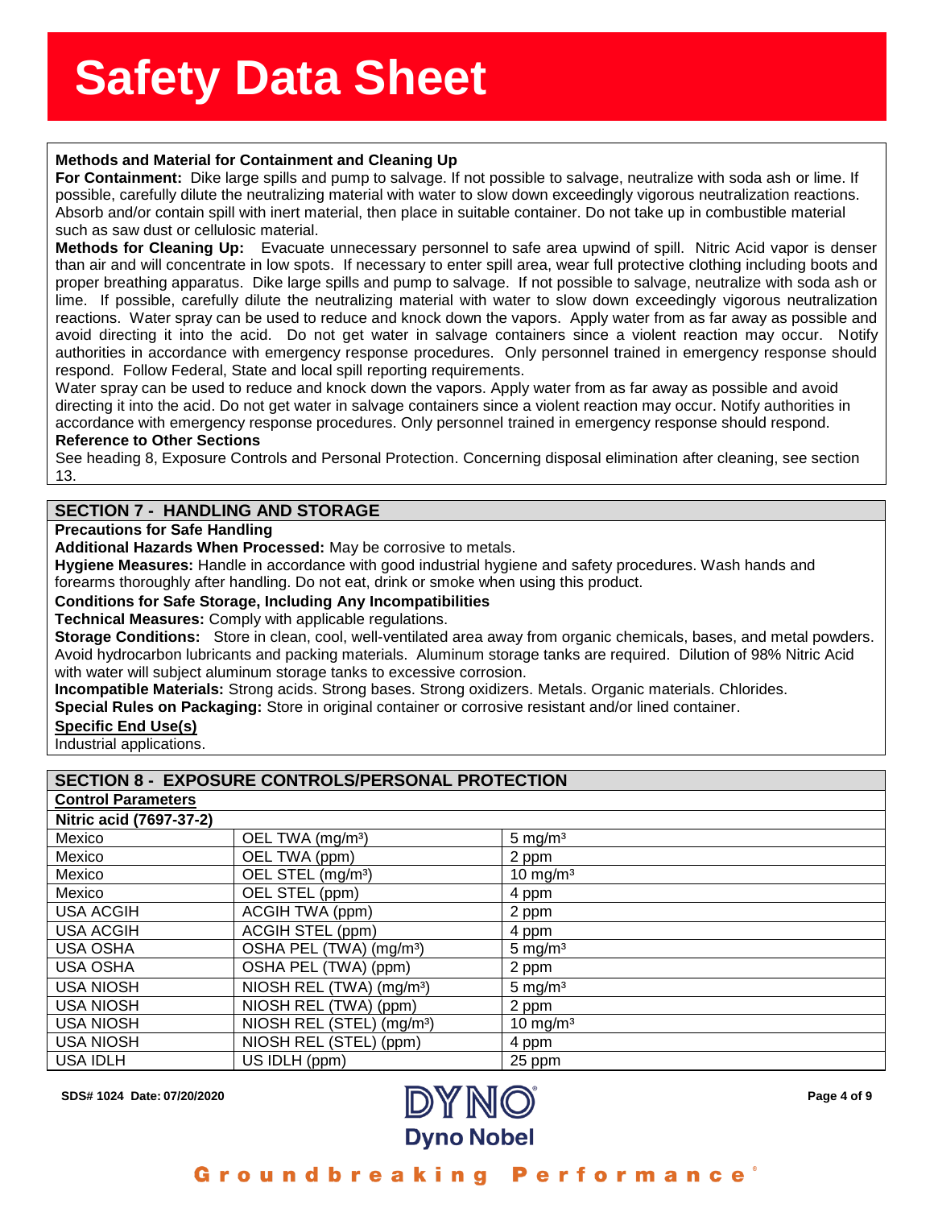**Methods and Material for Containment and Cleaning Up**

**For Containment:** Dike large spills and pump to salvage. If not possible to salvage, neutralize with soda ash or lime. If possible, carefully dilute the neutralizing material with water to slow down exceedingly vigorous neutralization reactions. Absorb and/or contain spill with inert material, then place in suitable container. Do not take up in combustible material such as saw dust or cellulosic material.

**Methods for Cleaning Up:** Evacuate unnecessary personnel to safe area upwind of spill. Nitric Acid vapor is denser than air and will concentrate in low spots. If necessary to enter spill area, wear full protective clothing including boots and proper breathing apparatus. Dike large spills and pump to salvage. If not possible to salvage, neutralize with soda ash or lime. If possible, carefully dilute the neutralizing material with water to slow down exceedingly vigorous neutralization reactions. Water spray can be used to reduce and knock down the vapors. Apply water from as far away as possible and avoid directing it into the acid. Do not get water in salvage containers since a violent reaction may occur. Notify authorities in accordance with emergency response procedures. Only personnel trained in emergency response should respond. Follow Federal, State and local spill reporting requirements.

Water spray can be used to reduce and knock down the vapors. Apply water from as far away as possible and avoid directing it into the acid. Do not get water in salvage containers since a violent reaction may occur. Notify authorities in accordance with emergency response procedures. Only personnel trained in emergency response should respond.

**Reference to Other Sections**

See heading 8, Exposure Controls and Personal Protection. Concerning disposal elimination after cleaning, see section 13.

## SECTION 7 - HANDLING AND STORAGE

**Precautions for Safe Handling**

**Additional Hazards When Processed:** May be corrosive to metals.

**Hygiene Measures:** Handle in accordance with good industrial hygiene and safety procedures. Wash hands and forearms thoroughly after handling. Do not eat, drink or smoke when using this product.

**Conditions for Safe Storage, Including Any Incompatibilities**

**Technical Measures:** Comply with applicable regulations.

**Storage Conditions:** Store in clean, cool, well-ventilated area away from organic chemicals, bases, and metal powders. Avoid hydrocarbon lubricants and packing materials. Aluminum storage tanks are required. Dilution of 98% Nitric Acid with water will subject aluminum storage tanks to excessive corrosion.

**Incompatible Materials:** Strong acids. Strong bases. Strong oxidizers. Metals. Organic materials. Chlorides.

**Special Rules on Packaging:** Store in original container or corrosive resistant and/or lined container.

**Specific End Use(s)**

Industrial applications.

## SECTION 8 - EXPOSURE CONTROLS/PERSONAL PROTECTION

**Control Parameters**

**Nitric acid (7697-37-2)**

| | | |
|---|---|---|
| Mexico | OEL TWA (mg/m³) | 5 mg/m³ |
| Mexico | OEL TWA (ppm) | 2 ppm |
| Mexico | OEL STEL (mg/m³) | 10 mg/m³ |
| Mexico | OEL STEL (ppm) | 4 ppm |
| USA ACGIH | ACGIH TWA (ppm) | 2 ppm |
| USA ACGIH | ACGIH STEL (ppm) | 4 ppm |
| USA OSHA | OSHA PEL (TWA) (mg/m³) | 5 mg/m³ |
| USA OSHA | OSHA PEL (TWA) (ppm) | 2 ppm |
| USA NIOSH | NIOSH REL (TWA) (mg/m³) | 5 mg/m³ |
| USA NIOSH | NIOSH REL (TWA) (ppm) | 2 ppm |
| USA NIOSH | NIOSH REL (STEL) (mg/m³) | 10 mg/m³ |
| USA NIOSH | NIOSH REL (STEL) (ppm) | 4 ppm |
| USA IDLH | US IDLH (ppm) | 25 ppm |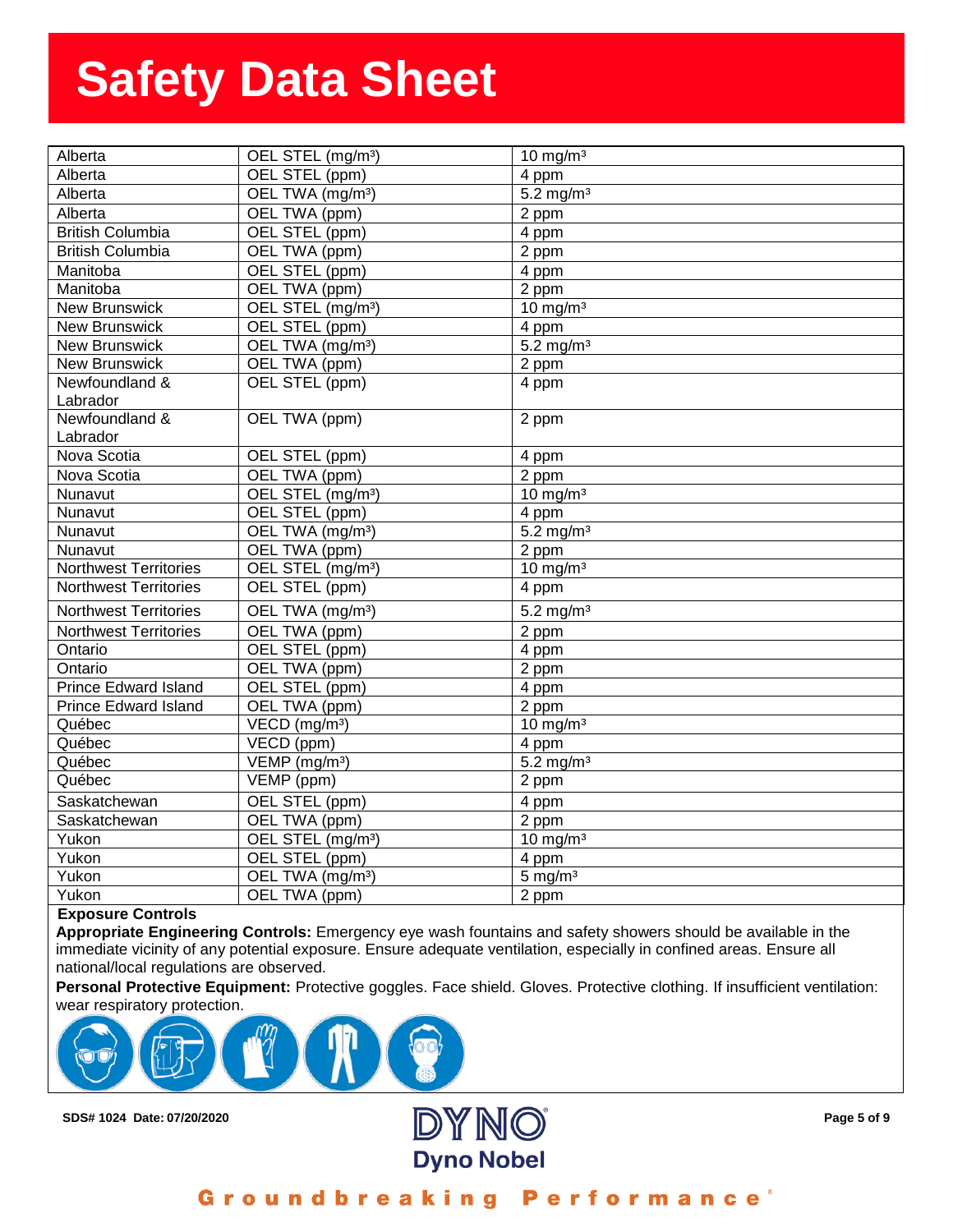| | | |
|---|---|---|
| Alberta | OEL STEL (mg/m³) | 10 mg/m³ |
| Alberta | OEL STEL (ppm) | 4 ppm |
| Alberta | OEL TWA (mg/m³) | 5.2 mg/m³ |
| Alberta | OEL TWA (ppm) | 2 ppm |
| British Columbia | OEL STEL (ppm) | 4 ppm |
| British Columbia | OEL TWA (ppm) | 2 ppm |
| Manitoba | OEL STEL (ppm) | 4 ppm |
| Manitoba | OEL TWA (ppm) | 2 ppm |
| New Brunswick | OEL STEL (mg/m³) | 10 mg/m³ |
| New Brunswick | OEL STEL (ppm) | 4 ppm |
| New Brunswick | OEL TWA (mg/m³) | 5.2 mg/m³ |
| New Brunswick | OEL TWA (ppm) | 2 ppm |
| Newfoundland & Labrador | OEL STEL (ppm) | 4 ppm |
| Newfoundland & Labrador | OEL TWA (ppm) | 2 ppm |
| Nova Scotia | OEL STEL (ppm) | 4 ppm |
| Nova Scotia | OEL TWA (ppm) | 2 ppm |
| Nunavut | OEL STEL (mg/m³) | 10 mg/m³ |
| Nunavut | OEL STEL (ppm) | 4 ppm |
| Nunavut | OEL TWA (mg/m³) | 5.2 mg/m³ |
| Nunavut | OEL TWA (ppm) | 2 ppm |
| Northwest Territories | OEL STEL (mg/m³) | 10 mg/m³ |
| Northwest Territories | OEL STEL (ppm) | 4 ppm |
| Northwest Territories | OEL TWA (mg/m³) | 5.2 mg/m³ |
| Northwest Territories | OEL TWA (ppm) | 2 ppm |
| Ontario | OEL STEL (ppm) | 4 ppm |
| Ontario | OEL TWA (ppm) | 2 ppm |
| Prince Edward Island | OEL STEL (ppm) | 4 ppm |
| Prince Edward Island | OEL TWA (ppm) | 2 ppm |
| Québec | VECD (mg/m³) | 10 mg/m³ |
| Québec | VECD (ppm) | 4 ppm |
| Québec | VEMP (mg/m³) | 5.2 mg/m³ |
| Québec | VEMP (ppm) | 2 ppm |
| Saskatchewan | OEL STEL (ppm) | 4 ppm |
| Saskatchewan | OEL TWA (ppm) | 2 ppm |
| Yukon | OEL STEL (mg/m³) | 10 mg/m³ |
| Yukon | OEL STEL (ppm) | 4 ppm |
| Yukon | OEL TWA (mg/m³) | 5 mg/m³ |
| Yukon | OEL TWA (ppm) | 2 ppm |

**Exposure Controls**

**Appropriate Engineering Controls:** Emergency eye wash fountains and safety showers should be available in the immediate vicinity of any potential exposure. Ensure adequate ventilation, especially in confined areas. Ensure all national/local regulations are observed.

**Personal Protective Equipment:** Protective goggles. Face shield. Gloves. Protective clothing. If insufficient ventilation: wear respiratory protection.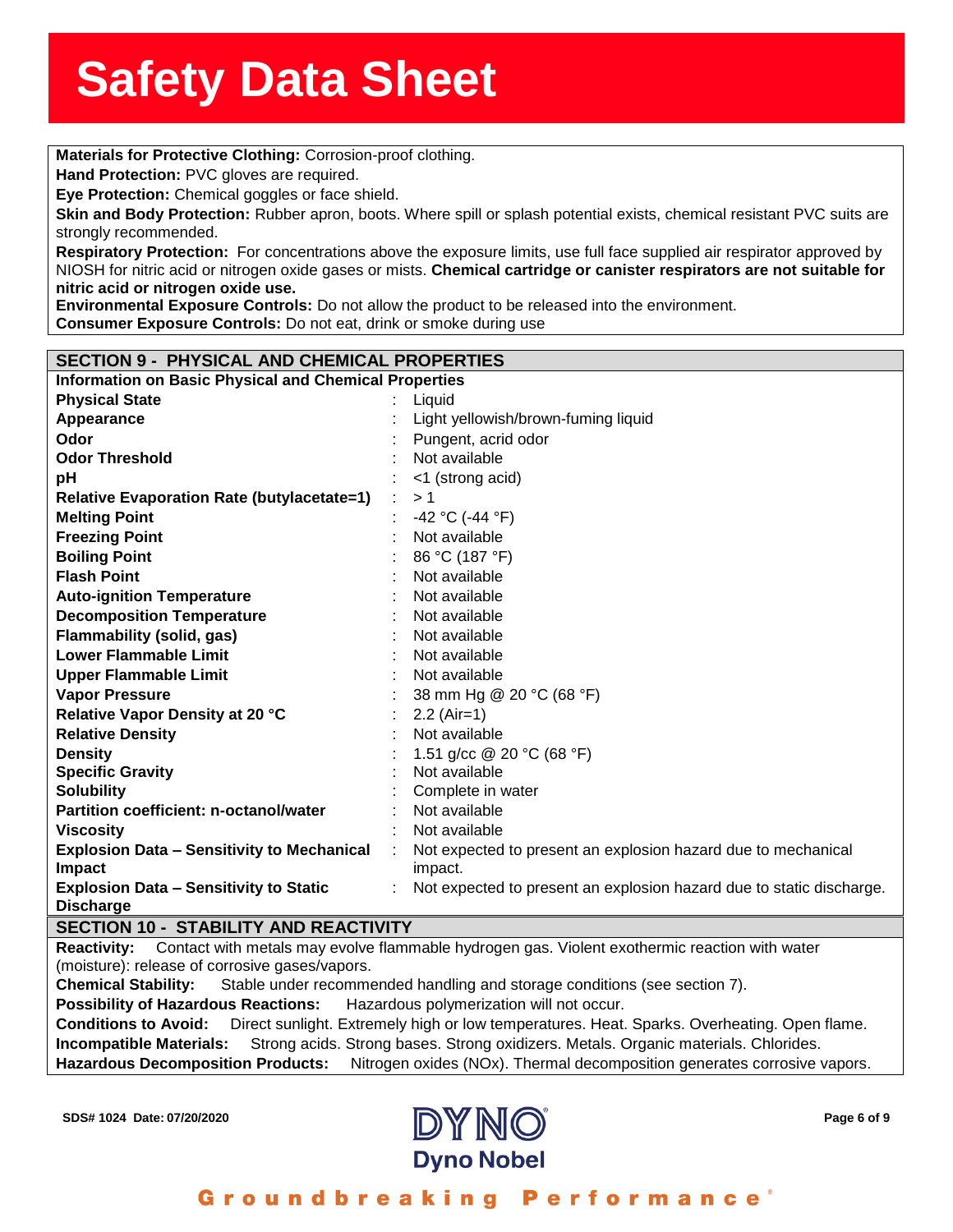**Materials for Protective Clothing:** Corrosion-proof clothing.

**Hand Protection:** PVC gloves are required.

**Eye Protection:** Chemical goggles or face shield.

**Skin and Body Protection:** Rubber apron, boots. Where spill or splash potential exists, chemical resistant PVC suits are strongly recommended.

**Respiratory Protection:** For concentrations above the exposure limits, use full face supplied air respirator approved by NIOSH for nitric acid or nitrogen oxide gases or mists. **Chemical cartridge or canister respirators are not suitable for nitric acid or nitrogen oxide use.**

**Environmental Exposure Controls:** Do not allow the product to be released into the environment.

**Consumer Exposure Controls:** Do not eat, drink or smoke during use

## SECTION 9 - PHYSICAL AND CHEMICAL PROPERTIES

**Information on Basic Physical and Chemical Properties**

| Property | Value |
|---|---|
| **Physical State** | Liquid |
| **Appearance** | Light yellowish/brown-fuming liquid |
| **Odor** | Pungent, acrid odor |
| **Odor Threshold** | Not available |
| **pH** | <1 (strong acid) |
| **Relative Evaporation Rate (butylacetate=1)** | > 1 |
| **Melting Point** | -42 °C (-44 °F) |
| **Freezing Point** | Not available |
| **Boiling Point** | 86 °C (187 °F) |
| **Flash Point** | Not available |
| **Auto-ignition Temperature** | Not available |
| **Decomposition Temperature** | Not available |
| **Flammability (solid, gas)** | Not available |
| **Lower Flammable Limit** | Not available |
| **Upper Flammable Limit** | Not available |
| **Vapor Pressure** | 38 mm Hg @ 20 °C (68 °F) |
| **Relative Vapor Density at 20 °C** | 2.2 (Air=1) |
| **Relative Density** | Not available |
| **Density** | 1.51 g/cc @ 20 °C (68 °F) |
| **Specific Gravity** | Not available |
| **Solubility** | Complete in water |
| **Partition coefficient: n-octanol/water** | Not available |
| **Viscosity** | Not available |
| **Explosion Data – Sensitivity to Mechanical Impact** | Not expected to present an explosion hazard due to mechanical impact. |
| **Explosion Data – Sensitivity to Static Discharge** | Not expected to present an explosion hazard due to static discharge. |

## SECTION 10 - STABILITY AND REACTIVITY

**Reactivity:** Contact with metals may evolve flammable hydrogen gas. Violent exothermic reaction with water (moisture): release of corrosive gases/vapors.

**Chemical Stability:** Stable under recommended handling and storage conditions (see section 7).

**Possibility of Hazardous Reactions:** Hazardous polymerization will not occur.

**Conditions to Avoid:** Direct sunlight. Extremely high or low temperatures. Heat. Sparks. Overheating. Open flame.

**Incompatible Materials:** Strong acids. Strong bases. Strong oxidizers. Metals. Organic materials. Chlorides.

**Hazardous Decomposition Products:** Nitrogen oxides (NOx). Thermal decomposition generates corrosive vapors.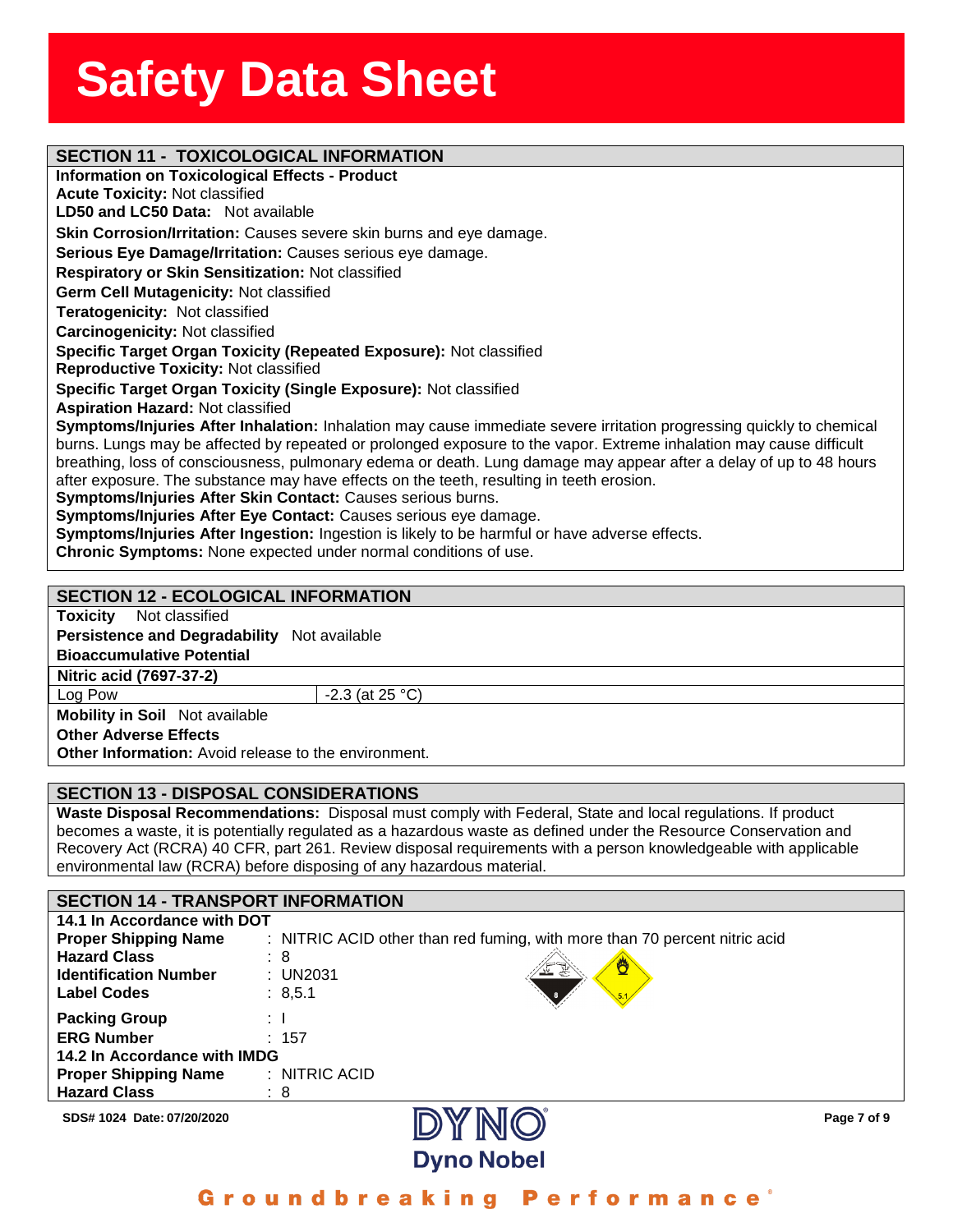## SECTION 11 - TOXICOLOGICAL INFORMATION

**Information on Toxicological Effects - Product**

**Acute Toxicity:** Not classified

**LD50 and LC50 Data:** Not available

**Skin Corrosion/Irritation:** Causes severe skin burns and eye damage.

**Serious Eye Damage/Irritation:** Causes serious eye damage.

**Respiratory or Skin Sensitization:** Not classified

**Germ Cell Mutagenicity:** Not classified

**Teratogenicity:** Not classified

**Carcinogenicity:** Not classified

**Specific Target Organ Toxicity (Repeated Exposure):** Not classified

**Reproductive Toxicity:** Not classified

**Specific Target Organ Toxicity (Single Exposure):** Not classified

**Aspiration Hazard:** Not classified

**Symptoms/Injuries After Inhalation:** Inhalation may cause immediate severe irritation progressing quickly to chemical burns. Lungs may be affected by repeated or prolonged exposure to the vapor. Extreme inhalation may cause difficult breathing, loss of consciousness, pulmonary edema or death. Lung damage may appear after a delay of up to 48 hours after exposure. The substance may have effects on the teeth, resulting in teeth erosion.

**Symptoms/Injuries After Skin Contact:** Causes serious burns.

**Symptoms/Injuries After Eye Contact:** Causes serious eye damage.

**Symptoms/Injuries After Ingestion:** Ingestion is likely to be harmful or have adverse effects.

**Chronic Symptoms:** None expected under normal conditions of use.

## SECTION 12 - ECOLOGICAL INFORMATION

**Toxicity** Not classified

**Persistence and Degradability** Not available

**Bioaccumulative Potential**

| Nitric acid (7697-37-2) | |
|---|---|
| Log Pow | -2.3 (at 25 °C) |

**Mobility in Soil** Not available

**Other Adverse Effects**

**Other Information:** Avoid release to the environment.

## SECTION 13 - DISPOSAL CONSIDERATIONS

**Waste Disposal Recommendations:** Disposal must comply with Federal, State and local regulations. If product becomes a waste, it is potentially regulated as a hazardous waste as defined under the Resource Conservation and Recovery Act (RCRA) 40 CFR, part 261. Review disposal requirements with a person knowledgeable with applicable environmental law (RCRA) before disposing of any hazardous material.

## SECTION 14 - TRANSPORT INFORMATION

**14.1 In Accordance with DOT**

**Proper Shipping Name** : NITRIC ACID other than red fuming, with more than 70 percent nitric acid

**Hazard Class** : 8

**Identification Number** : UN2031

**Label Codes** : 8,5.1

**Packing Group** : I

**ERG Number** : 157

**14.2 In Accordance with IMDG**

**Proper Shipping Name** : NITRIC ACID

**Hazard Class** : 8

SDS# 1024 Date: 07/20/2020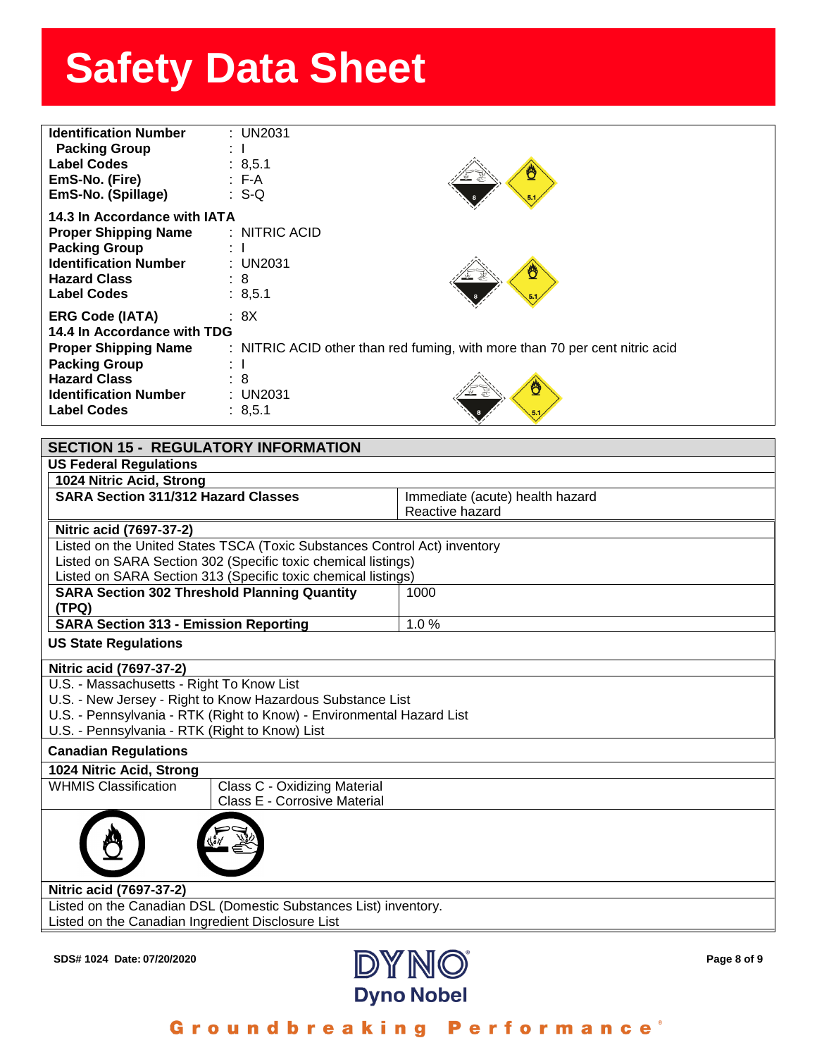# Safety Data Sheet

**Identification Number** : UN2031
**Packing Group** : I
**Label Codes** : 8,5.1
**EmS-No. (Fire)** : F-A
**EmS-No. (Spillage)** : S-Q

**14.3 In Accordance with IATA**

**Proper Shipping Name** : NITRIC ACID
**Packing Group** : I
**Identification Number** : UN2031
**Hazard Class** : 8
**Label Codes** : 8,5.1

**ERG Code (IATA)** : 8X

**14.4 In Accordance with TDG**

**Proper Shipping Name** : NITRIC ACID other than red fuming, with more than 70 per cent nitric acid
**Packing Group** : I
**Hazard Class** : 8
**Identification Number** : UN2031
**Label Codes** : 8,5.1

## SECTION 15 - REGULATORY INFORMATION

### US Federal Regulations

**1024 Nitric Acid, Strong**

| **SARA Section 311/312 Hazard Classes** | Immediate (acute) health hazard<br>Reactive hazard |
|---|---|

**Nitric acid (7697-37-2)**

Listed on the United States TSCA (Toxic Substances Control Act) inventory
Listed on SARA Section 302 (Specific toxic chemical listings)
Listed on SARA Section 313 (Specific toxic chemical listings)

| **SARA Section 302 Threshold Planning Quantity (TPQ)** | 1000 |
|---|---|
| **SARA Section 313 - Emission Reporting** | 1.0 % |

### US State Regulations

**Nitric acid (7697-37-2)**

U.S. - Massachusetts - Right To Know List
U.S. - New Jersey - Right to Know Hazardous Substance List
U.S. - Pennsylvania - RTK (Right to Know) - Environmental Hazard List
U.S. - Pennsylvania - RTK (Right to Know) List

### Canadian Regulations

**1024 Nitric Acid, Strong**

| WHMIS Classification | Class C - Oxidizing Material<br>Class E - Corrosive Material |
|---|---|

**Nitric acid (7697-37-2)**

Listed on the Canadian DSL (Domestic Substances List) inventory.
Listed on the Canadian Ingredient Disclosure List

SDS# 1024 Date: 07/20/2020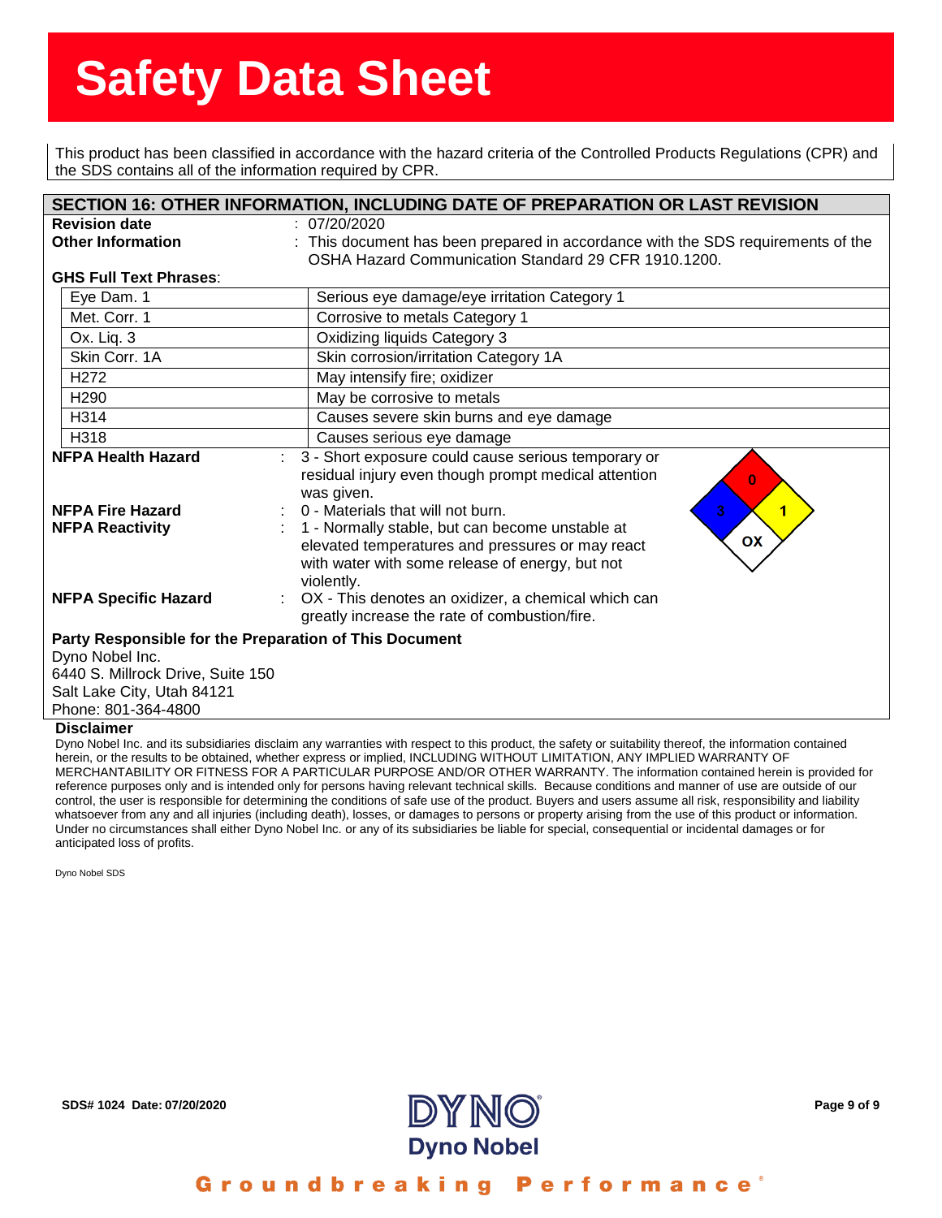# Safety Data Sheet

This product has been classified in accordance with the hazard criteria of the Controlled Products Regulations (CPR) and the SDS contains all of the information required by CPR.

## SECTION 16: OTHER INFORMATION, INCLUDING DATE OF PREPARATION OR LAST REVISION

**Revision date** : 07/20/2020

**Other Information** : This document has been prepared in accordance with the SDS requirements of the OSHA Hazard Communication Standard 29 CFR 1910.1200.

**GHS Full Text Phrases**:

| | |
|---|---|
| Eye Dam. 1 | Serious eye damage/eye irritation Category 1 |
| Met. Corr. 1 | Corrosive to metals Category 1 |
| Ox. Liq. 3 | Oxidizing liquids Category 3 |
| Skin Corr. 1A | Skin corrosion/irritation Category 1A |
| H272 | May intensify fire; oxidizer |
| H290 | May be corrosive to metals |
| H314 | Causes severe skin burns and eye damage |
| H318 | Causes serious eye damage |

**NFPA Health Hazard** : 3 - Short exposure could cause serious temporary or residual injury even though prompt medical attention was given.

**NFPA Fire Hazard** : 0 - Materials that will not burn.

**NFPA Reactivity** : 1 - Normally stable, but can become unstable at elevated temperatures and pressures or may react with water with some release of energy, but not violently.

**NFPA Specific Hazard** : OX - This denotes an oxidizer, a chemical which can greatly increase the rate of combustion/fire.

0
3
1
OX

**Party Responsible for the Preparation of This Document**

Dyno Nobel Inc.
6440 S. Millrock Drive, Suite 150
Salt Lake City, Utah 84121
Phone: 801-364-4800

**Disclaimer**

Dyno Nobel Inc. and its subsidiaries disclaim any warranties with respect to this product, the safety or suitability thereof, the information contained herein, or the results to be obtained, whether express or implied, INCLUDING WITHOUT LIMITATION, ANY IMPLIED WARRANTY OF MERCHANTABILITY OR FITNESS FOR A PARTICULAR PURPOSE AND/OR OTHER WARRANTY. The information contained herein is provided for reference purposes only and is intended only for persons having relevant technical skills. Because conditions and manner of use are outside of our control, the user is responsible for determining the conditions of safe use of the product. Buyers and users assume all risk, responsibility and liability whatsoever from any and all injuries (including death), losses, or damages to persons or property arising from the use of this product or information. Under no circumstances shall either Dyno Nobel Inc. or any of its subsidiaries be liable for special, consequential or incidental damages or for anticipated loss of profits.

Dyno Nobel SDS